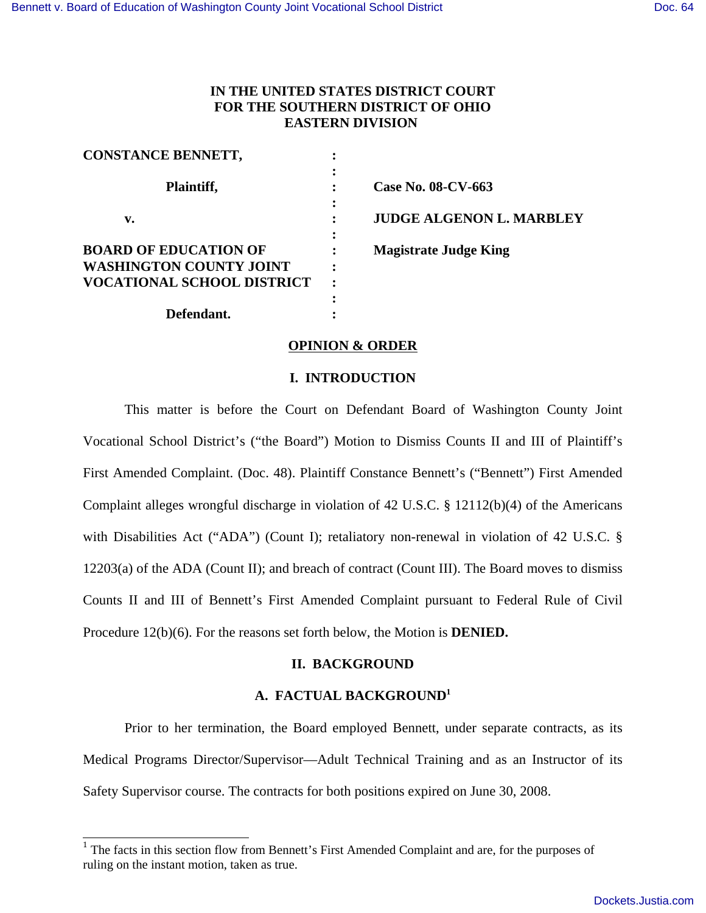**IN THE UNITED STATES DISTRICT COURT**
**FOR THE SOUTHERN DISTRICT OF OHIO**
**EASTERN DIVISION**

| | | |
|---|---|---|
| **CONSTANCE BENNETT,** | : | |
| **Plaintiff,** | : | **Case No. 08-CV-663** |
| **v.** | : | **JUDGE ALGENON L. MARBLEY** |
| **BOARD OF EDUCATION OF WASHINGTON COUNTY JOINT VOCATIONAL SCHOOL DISTRICT** | : | **Magistrate Judge King** |
| **Defendant.** | : | |

## OPINION & ORDER

## I. INTRODUCTION

This matter is before the Court on Defendant Board of Washington County Joint Vocational School District's ("the Board") Motion to Dismiss Counts II and III of Plaintiff's First Amended Complaint. (Doc. 48). Plaintiff Constance Bennett's ("Bennett") First Amended Complaint alleges wrongful discharge in violation of 42 U.S.C. § 12112(b)(4) of the Americans with Disabilities Act ("ADA") (Count I); retaliatory non-renewal in violation of 42 U.S.C. § 12203(a) of the ADA (Count II); and breach of contract (Count III). The Board moves to dismiss Counts II and III of Bennett's First Amended Complaint pursuant to Federal Rule of Civil Procedure 12(b)(6). For the reasons set forth below, the Motion is **DENIED.**

## II. BACKGROUND

### A. FACTUAL BACKGROUND[1]

Prior to her termination, the Board employed Bennett, under separate contracts, as its Medical Programs Director/Supervisor—Adult Technical Training and as an Instructor of its Safety Supervisor course. The contracts for both positions expired on June 30, 2008.

---

[1] The facts in this section flow from Bennett's First Amended Complaint and are, for the purposes of ruling on the instant motion, taken as true.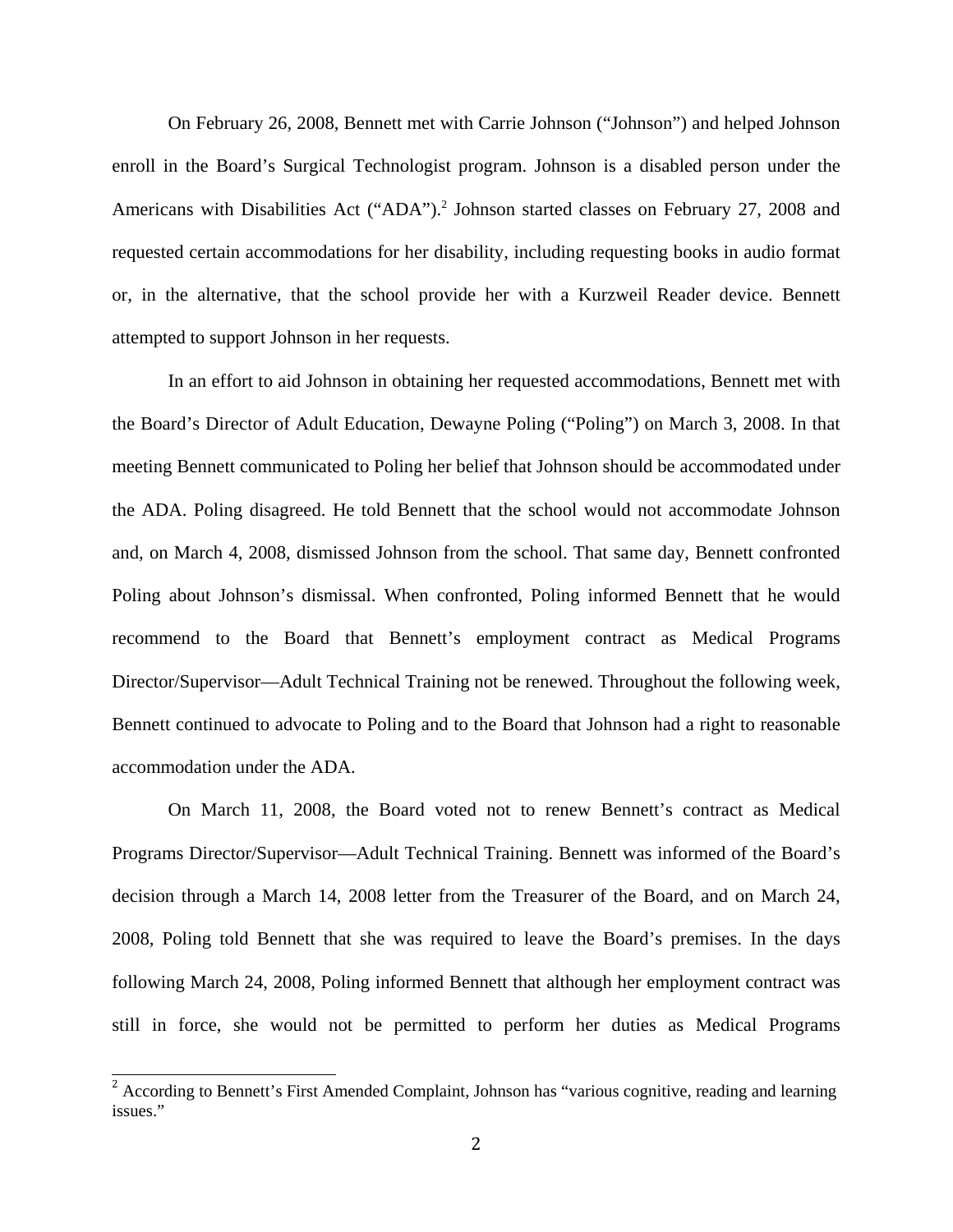On February 26, 2008, Bennett met with Carrie Johnson ("Johnson") and helped Johnson enroll in the Board's Surgical Technologist program. Johnson is a disabled person under the Americans with Disabilities Act ("ADA").[2] Johnson started classes on February 27, 2008 and requested certain accommodations for her disability, including requesting books in audio format or, in the alternative, that the school provide her with a Kurzweil Reader device. Bennett attempted to support Johnson in her requests.

In an effort to aid Johnson in obtaining her requested accommodations, Bennett met with the Board's Director of Adult Education, Dewayne Poling ("Poling") on March 3, 2008. In that meeting Bennett communicated to Poling her belief that Johnson should be accommodated under the ADA. Poling disagreed. He told Bennett that the school would not accommodate Johnson and, on March 4, 2008, dismissed Johnson from the school. That same day, Bennett confronted Poling about Johnson's dismissal. When confronted, Poling informed Bennett that he would recommend to the Board that Bennett's employment contract as Medical Programs Director/Supervisor—Adult Technical Training not be renewed. Throughout the following week, Bennett continued to advocate to Poling and to the Board that Johnson had a right to reasonable accommodation under the ADA.

On March 11, 2008, the Board voted not to renew Bennett's contract as Medical Programs Director/Supervisor—Adult Technical Training. Bennett was informed of the Board's decision through a March 14, 2008 letter from the Treasurer of the Board, and on March 24, 2008, Poling told Bennett that she was required to leave the Board's premises. In the days following March 24, 2008, Poling informed Bennett that although her employment contract was still in force, she would not be permitted to perform her duties as Medical Programs

[2] According to Bennett's First Amended Complaint, Johnson has "various cognitive, reading and learning issues."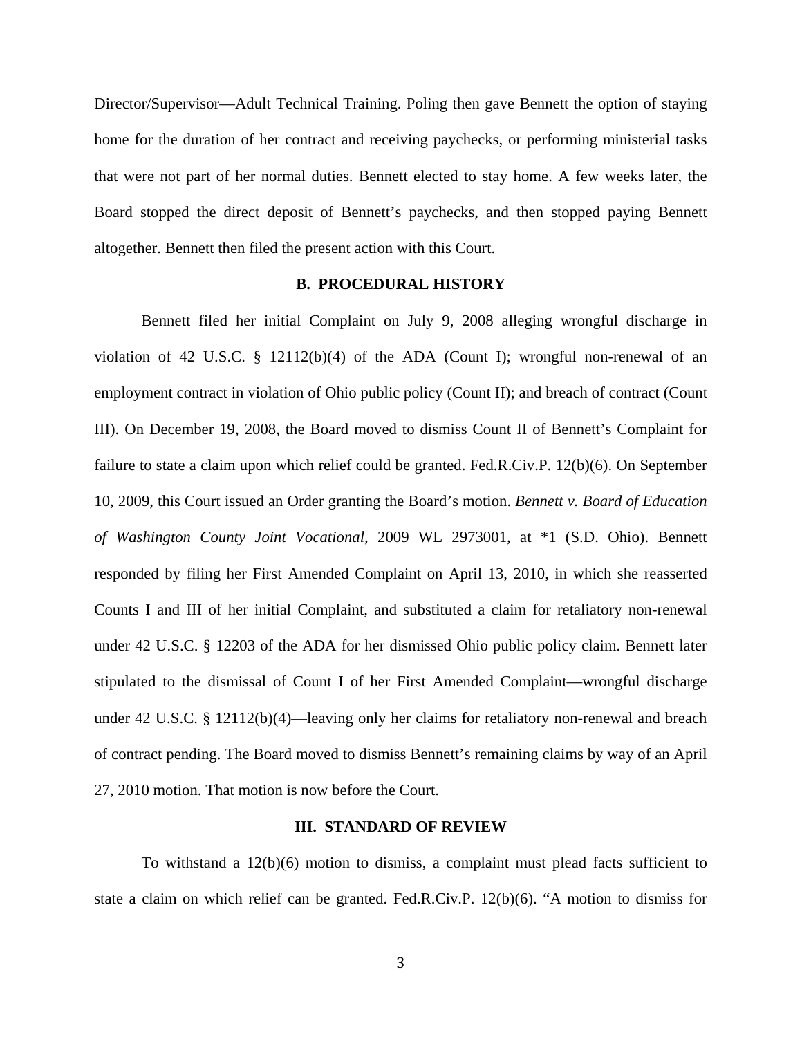Director/Supervisor—Adult Technical Training. Poling then gave Bennett the option of staying home for the duration of her contract and receiving paychecks, or performing ministerial tasks that were not part of her normal duties. Bennett elected to stay home. A few weeks later, the Board stopped the direct deposit of Bennett's paychecks, and then stopped paying Bennett altogether. Bennett then filed the present action with this Court.

### B. PROCEDURAL HISTORY

Bennett filed her initial Complaint on July 9, 2008 alleging wrongful discharge in violation of 42 U.S.C. § 12112(b)(4) of the ADA (Count I); wrongful non-renewal of an employment contract in violation of Ohio public policy (Count II); and breach of contract (Count III). On December 19, 2008, the Board moved to dismiss Count II of Bennett's Complaint for failure to state a claim upon which relief could be granted. Fed.R.Civ.P. 12(b)(6). On September 10, 2009, this Court issued an Order granting the Board's motion. *Bennett v. Board of Education of Washington County Joint Vocational*, 2009 WL 2973001, at *1 (S.D. Ohio). Bennett responded by filing her First Amended Complaint on April 13, 2010, in which she reasserted Counts I and III of her initial Complaint, and substituted a claim for retaliatory non-renewal under 42 U.S.C. § 12203 of the ADA for her dismissed Ohio public policy claim. Bennett later stipulated to the dismissal of Count I of her First Amended Complaint—wrongful discharge under 42 U.S.C. § 12112(b)(4)—leaving only her claims for retaliatory non-renewal and breach of contract pending. The Board moved to dismiss Bennett's remaining claims by way of an April 27, 2010 motion. That motion is now before the Court.

## III. STANDARD OF REVIEW

To withstand a 12(b)(6) motion to dismiss, a complaint must plead facts sufficient to state a claim on which relief can be granted. Fed.R.Civ.P. 12(b)(6). "A motion to dismiss for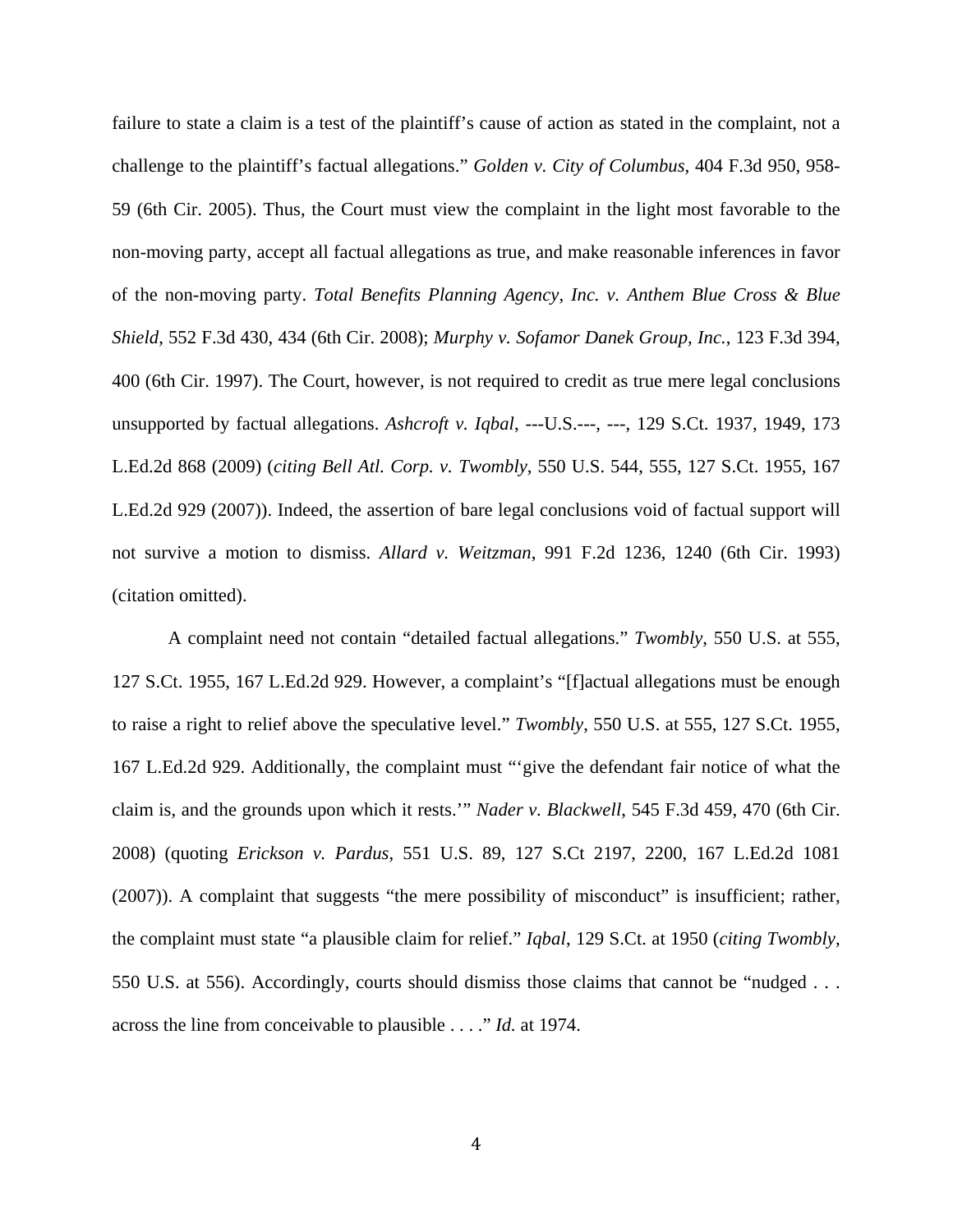failure to state a claim is a test of the plaintiff's cause of action as stated in the complaint, not a challenge to the plaintiff's factual allegations." *Golden v. City of Columbus*, 404 F.3d 950, 958-59 (6th Cir. 2005). Thus, the Court must view the complaint in the light most favorable to the non-moving party, accept all factual allegations as true, and make reasonable inferences in favor of the non-moving party. *Total Benefits Planning Agency, Inc. v. Anthem Blue Cross & Blue Shield*, 552 F.3d 430, 434 (6th Cir. 2008); *Murphy v. Sofamor Danek Group, Inc.*, 123 F.3d 394, 400 (6th Cir. 1997). The Court, however, is not required to credit as true mere legal conclusions unsupported by factual allegations. *Ashcroft v. Iqbal*, ---U.S.---, ---, 129 S.Ct. 1937, 1949, 173 L.Ed.2d 868 (2009) (*citing Bell Atl. Corp. v. Twombly*, 550 U.S. 544, 555, 127 S.Ct. 1955, 167 L.Ed.2d 929 (2007)). Indeed, the assertion of bare legal conclusions void of factual support will not survive a motion to dismiss. *Allard v. Weitzman*, 991 F.2d 1236, 1240 (6th Cir. 1993) (citation omitted).

A complaint need not contain "detailed factual allegations." *Twombly*, 550 U.S. at 555, 127 S.Ct. 1955, 167 L.Ed.2d 929. However, a complaint's "[f]actual allegations must be enough to raise a right to relief above the speculative level." *Twombly*, 550 U.S. at 555, 127 S.Ct. 1955, 167 L.Ed.2d 929. Additionally, the complaint must "'give the defendant fair notice of what the claim is, and the grounds upon which it rests.'" *Nader v. Blackwell*, 545 F.3d 459, 470 (6th Cir. 2008) (quoting *Erickson v. Pardus*, 551 U.S. 89, 127 S.Ct 2197, 2200, 167 L.Ed.2d 1081 (2007)). A complaint that suggests "the mere possibility of misconduct" is insufficient; rather, the complaint must state "a plausible claim for relief." *Iqbal*, 129 S.Ct. at 1950 (*citing Twombly*, 550 U.S. at 556). Accordingly, courts should dismiss those claims that cannot be "nudged . . . across the line from conceivable to plausible . . . ." *Id.* at 1974.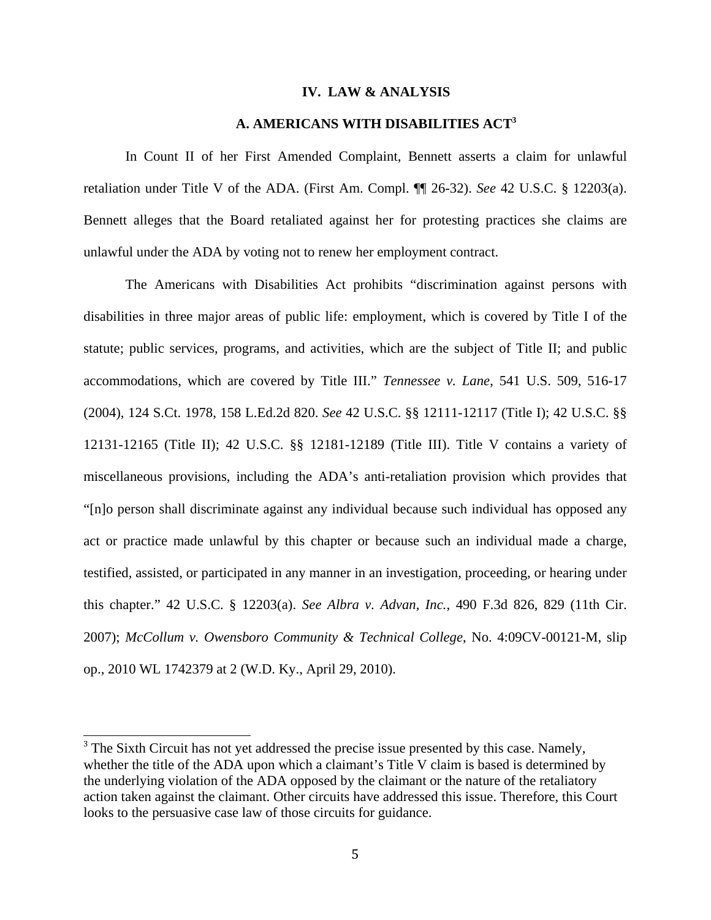## IV. LAW & ANALYSIS

### A. AMERICANS WITH DISABILITIES ACT[3]

In Count II of her First Amended Complaint, Bennett asserts a claim for unlawful retaliation under Title V of the ADA. (First Am. Compl. ¶¶ 26-32). *See* 42 U.S.C. § 12203(a). Bennett alleges that the Board retaliated against her for protesting practices she claims are unlawful under the ADA by voting not to renew her employment contract.

The Americans with Disabilities Act prohibits "discrimination against persons with disabilities in three major areas of public life: employment, which is covered by Title I of the statute; public services, programs, and activities, which are the subject of Title II; and public accommodations, which are covered by Title III." *Tennessee v. Lane*, 541 U.S. 509, 516-17 (2004), 124 S.Ct. 1978, 158 L.Ed.2d 820. *See* 42 U.S.C. §§ 12111-12117 (Title I); 42 U.S.C. §§ 12131-12165 (Title II); 42 U.S.C. §§ 12181-12189 (Title III). Title V contains a variety of miscellaneous provisions, including the ADA's anti-retaliation provision which provides that "[n]o person shall discriminate against any individual because such individual has opposed any act or practice made unlawful by this chapter or because such an individual made a charge, testified, assisted, or participated in any manner in an investigation, proceeding, or hearing under this chapter." 42 U.S.C. § 12203(a). *See Albra v. Advan, Inc.*, 490 F.3d 826, 829 (11th Cir. 2007); *McCollum v. Owensboro Community & Technical College*, No. 4:09CV-00121-M, slip op., 2010 WL 1742379 at 2 (W.D. Ky., April 29, 2010).

---

[3] The Sixth Circuit has not yet addressed the precise issue presented by this case. Namely, whether the title of the ADA upon which a claimant's Title V claim is based is determined by the underlying violation of the ADA opposed by the claimant or the nature of the retaliatory action taken against the claimant. Other circuits have addressed this issue. Therefore, this Court looks to the persuasive case law of those circuits for guidance.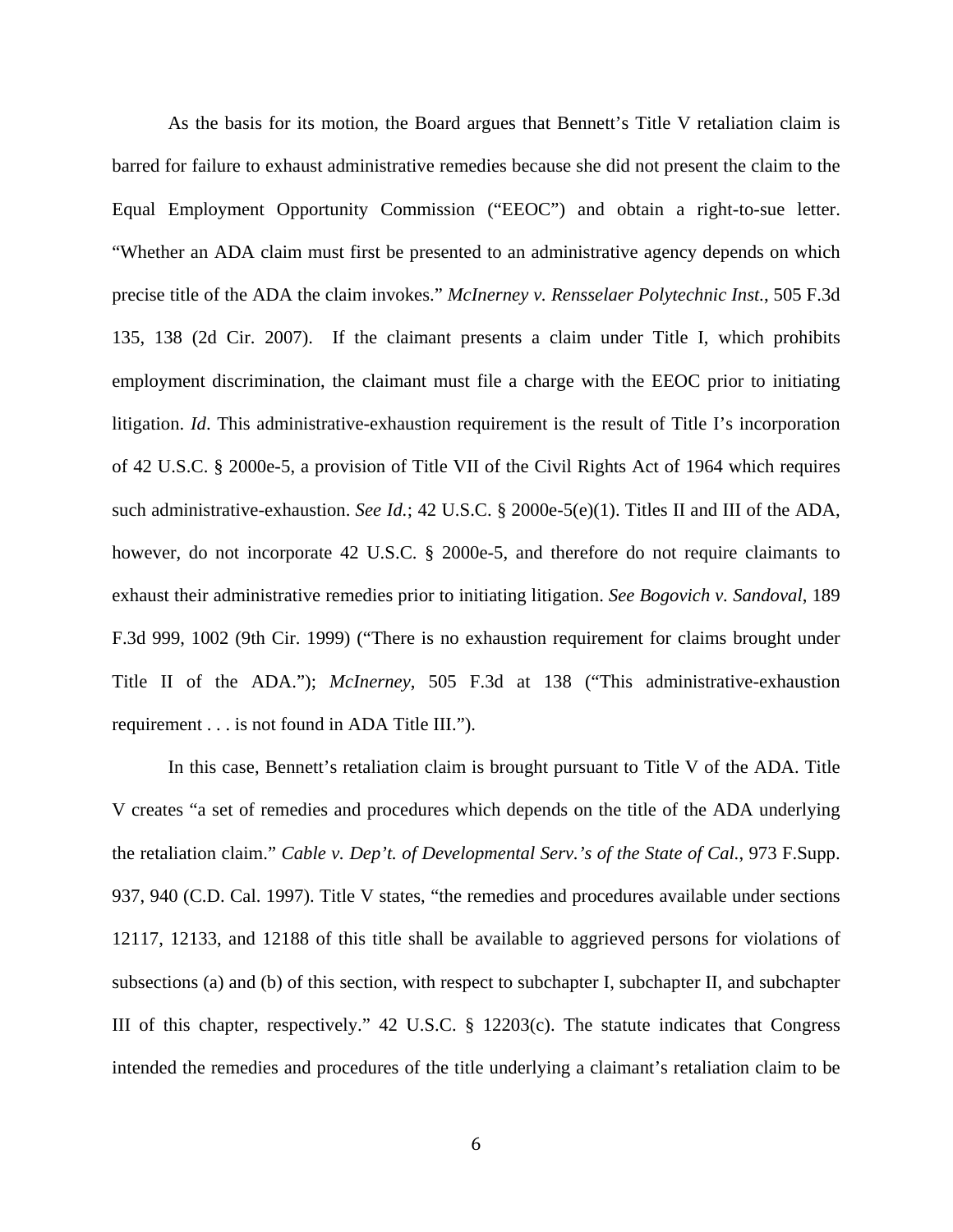As the basis for its motion, the Board argues that Bennett's Title V retaliation claim is barred for failure to exhaust administrative remedies because she did not present the claim to the Equal Employment Opportunity Commission ("EEOC") and obtain a right-to-sue letter. "Whether an ADA claim must first be presented to an administrative agency depends on which precise title of the ADA the claim invokes." *McInerney v. Rensselaer Polytechnic Inst.*, 505 F.3d 135, 138 (2d Cir. 2007). If the claimant presents a claim under Title I, which prohibits employment discrimination, the claimant must file a charge with the EEOC prior to initiating litigation. *Id*. This administrative-exhaustion requirement is the result of Title I's incorporation of 42 U.S.C. § 2000e-5, a provision of Title VII of the Civil Rights Act of 1964 which requires such administrative-exhaustion. *See Id.*; 42 U.S.C. § 2000e-5(e)(1). Titles II and III of the ADA, however, do not incorporate 42 U.S.C. § 2000e-5, and therefore do not require claimants to exhaust their administrative remedies prior to initiating litigation. *See Bogovich v. Sandoval*, 189 F.3d 999, 1002 (9th Cir. 1999) ("There is no exhaustion requirement for claims brought under Title II of the ADA."); *McInerney*, 505 F.3d at 138 ("This administrative-exhaustion requirement . . . is not found in ADA Title III.").

In this case, Bennett's retaliation claim is brought pursuant to Title V of the ADA. Title V creates "a set of remedies and procedures which depends on the title of the ADA underlying the retaliation claim." *Cable v. Dep't. of Developmental Serv.'s of the State of Cal.*, 973 F.Supp. 937, 940 (C.D. Cal. 1997). Title V states, "the remedies and procedures available under sections 12117, 12133, and 12188 of this title shall be available to aggrieved persons for violations of subsections (a) and (b) of this section, with respect to subchapter I, subchapter II, and subchapter III of this chapter, respectively." 42 U.S.C. § 12203(c). The statute indicates that Congress intended the remedies and procedures of the title underlying a claimant's retaliation claim to be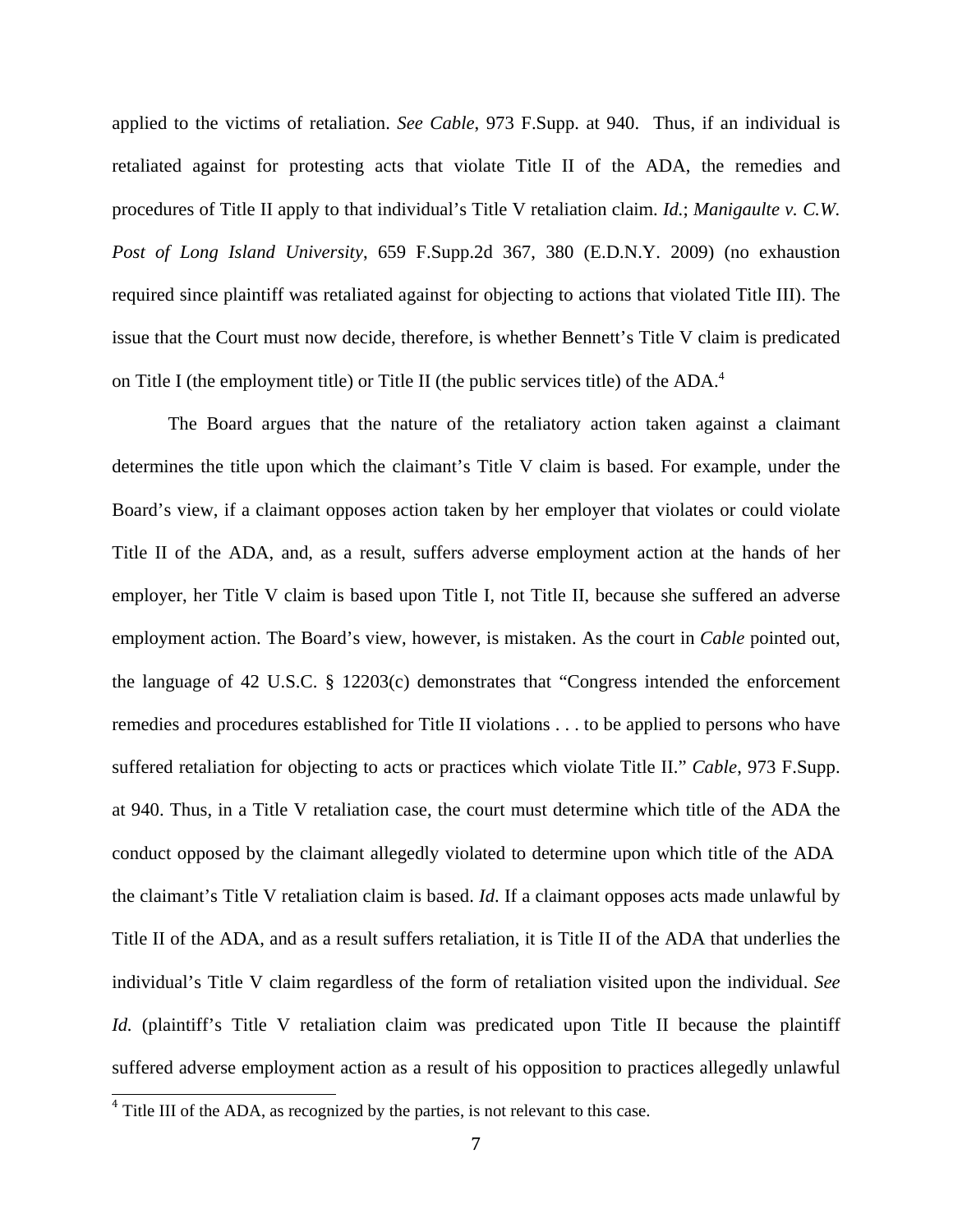applied to the victims of retaliation. *See Cable*, 973 F.Supp. at 940. Thus, if an individual is retaliated against for protesting acts that violate Title II of the ADA, the remedies and procedures of Title II apply to that individual's Title V retaliation claim. *Id.*; *Manigaulte v. C.W. Post of Long Island University*, 659 F.Supp.2d 367, 380 (E.D.N.Y. 2009) (no exhaustion required since plaintiff was retaliated against for objecting to actions that violated Title III). The issue that the Court must now decide, therefore, is whether Bennett's Title V claim is predicated on Title I (the employment title) or Title II (the public services title) of the ADA.[4]

The Board argues that the nature of the retaliatory action taken against a claimant determines the title upon which the claimant's Title V claim is based. For example, under the Board's view, if a claimant opposes action taken by her employer that violates or could violate Title II of the ADA, and, as a result, suffers adverse employment action at the hands of her employer, her Title V claim is based upon Title I, not Title II, because she suffered an adverse employment action. The Board's view, however, is mistaken. As the court in *Cable* pointed out, the language of 42 U.S.C. § 12203(c) demonstrates that "Congress intended the enforcement remedies and procedures established for Title II violations . . . to be applied to persons who have suffered retaliation for objecting to acts or practices which violate Title II." *Cable*, 973 F.Supp. at 940. Thus, in a Title V retaliation case, the court must determine which title of the ADA the conduct opposed by the claimant allegedly violated to determine upon which title of the ADA the claimant's Title V retaliation claim is based. *Id*. If a claimant opposes acts made unlawful by Title II of the ADA, and as a result suffers retaliation, it is Title II of the ADA that underlies the individual's Title V claim regardless of the form of retaliation visited upon the individual. *See Id.* (plaintiff's Title V retaliation claim was predicated upon Title II because the plaintiff suffered adverse employment action as a result of his opposition to practices allegedly unlawful

[4] Title III of the ADA, as recognized by the parties, is not relevant to this case.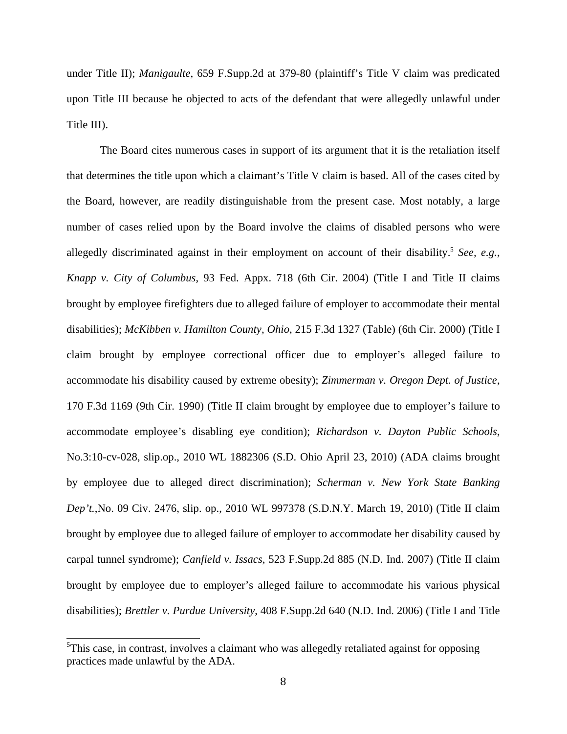under Title II); *Manigaulte*, 659 F.Supp.2d at 379-80 (plaintiff's Title V claim was predicated upon Title III because he objected to acts of the defendant that were allegedly unlawful under Title III).

The Board cites numerous cases in support of its argument that it is the retaliation itself that determines the title upon which a claimant's Title V claim is based. All of the cases cited by the Board, however, are readily distinguishable from the present case. Most notably, a large number of cases relied upon by the Board involve the claims of disabled persons who were allegedly discriminated against in their employment on account of their disability.[5] *See, e.g.*, *Knapp v. City of Columbus*, 93 Fed. Appx. 718 (6th Cir. 2004) (Title I and Title II claims brought by employee firefighters due to alleged failure of employer to accommodate their mental disabilities); *McKibben v. Hamilton County, Ohio*, 215 F.3d 1327 (Table) (6th Cir. 2000) (Title I claim brought by employee correctional officer due to employer's alleged failure to accommodate his disability caused by extreme obesity); *Zimmerman v. Oregon Dept. of Justice*, 170 F.3d 1169 (9th Cir. 1990) (Title II claim brought by employee due to employer's failure to accommodate employee's disabling eye condition); *Richardson v. Dayton Public Schools*, No.3:10-cv-028, slip.op., 2010 WL 1882306 (S.D. Ohio April 23, 2010) (ADA claims brought by employee due to alleged direct discrimination); *Scherman v. New York State Banking Dep't.*,No. 09 Civ. 2476, slip. op., 2010 WL 997378 (S.D.N.Y. March 19, 2010) (Title II claim brought by employee due to alleged failure of employer to accommodate her disability caused by carpal tunnel syndrome); *Canfield v. Issacs*, 523 F.Supp.2d 885 (N.D. Ind. 2007) (Title II claim brought by employee due to employer's alleged failure to accommodate his various physical disabilities); *Brettler v. Purdue University*, 408 F.Supp.2d 640 (N.D. Ind. 2006) (Title I and Title

[5] This case, in contrast, involves a claimant who was allegedly retaliated against for opposing practices made unlawful by the ADA.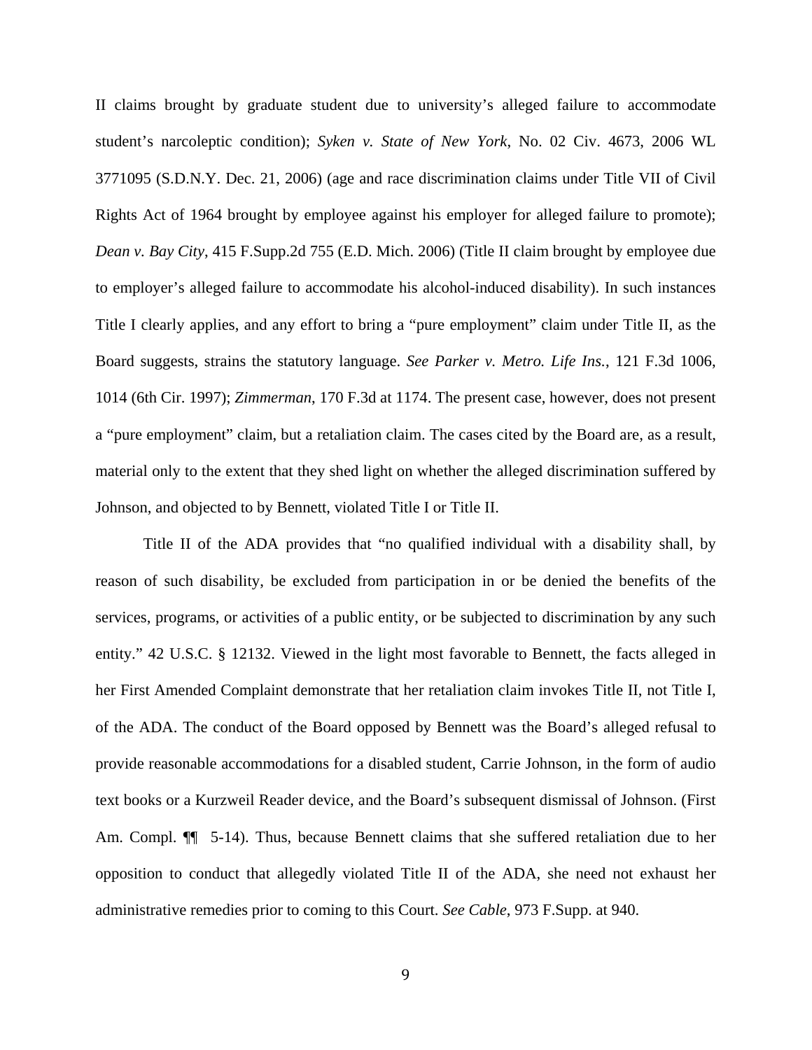II claims brought by graduate student due to university's alleged failure to accommodate student's narcoleptic condition); *Syken v. State of New York*, No. 02 Civ. 4673, 2006 WL 3771095 (S.D.N.Y. Dec. 21, 2006) (age and race discrimination claims under Title VII of Civil Rights Act of 1964 brought by employee against his employer for alleged failure to promote); *Dean v. Bay City*, 415 F.Supp.2d 755 (E.D. Mich. 2006) (Title II claim brought by employee due to employer's alleged failure to accommodate his alcohol-induced disability). In such instances Title I clearly applies, and any effort to bring a "pure employment" claim under Title II, as the Board suggests, strains the statutory language. *See Parker v. Metro. Life Ins.*, 121 F.3d 1006, 1014 (6th Cir. 1997); *Zimmerman*, 170 F.3d at 1174. The present case, however, does not present a "pure employment" claim, but a retaliation claim. The cases cited by the Board are, as a result, material only to the extent that they shed light on whether the alleged discrimination suffered by Johnson, and objected to by Bennett, violated Title I or Title II.

Title II of the ADA provides that "no qualified individual with a disability shall, by reason of such disability, be excluded from participation in or be denied the benefits of the services, programs, or activities of a public entity, or be subjected to discrimination by any such entity." 42 U.S.C. § 12132. Viewed in the light most favorable to Bennett, the facts alleged in her First Amended Complaint demonstrate that her retaliation claim invokes Title II, not Title I, of the ADA. The conduct of the Board opposed by Bennett was the Board's alleged refusal to provide reasonable accommodations for a disabled student, Carrie Johnson, in the form of audio text books or a Kurzweil Reader device, and the Board's subsequent dismissal of Johnson. (First Am. Compl. ¶¶ 5-14). Thus, because Bennett claims that she suffered retaliation due to her opposition to conduct that allegedly violated Title II of the ADA, she need not exhaust her administrative remedies prior to coming to this Court. *See Cable*, 973 F.Supp. at 940.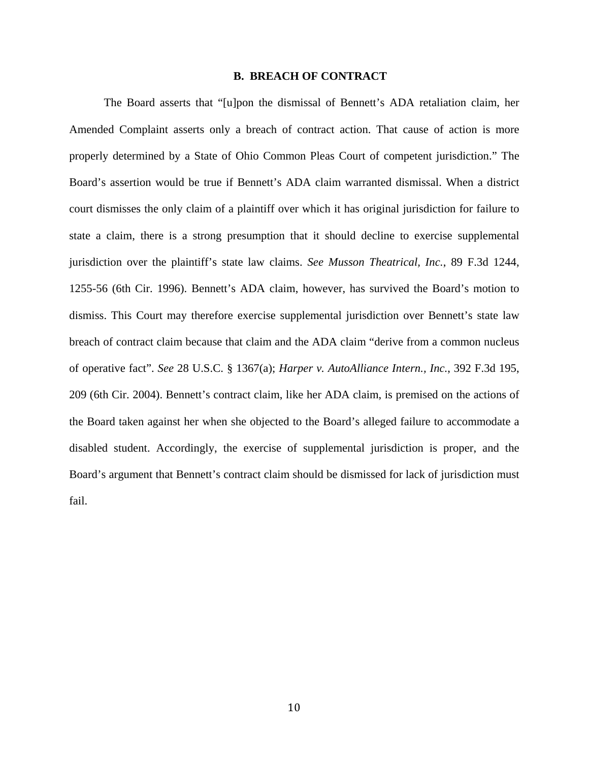## B. BREACH OF CONTRACT

The Board asserts that "[u]pon the dismissal of Bennett's ADA retaliation claim, her Amended Complaint asserts only a breach of contract action. That cause of action is more properly determined by a State of Ohio Common Pleas Court of competent jurisdiction." The Board's assertion would be true if Bennett's ADA claim warranted dismissal. When a district court dismisses the only claim of a plaintiff over which it has original jurisdiction for failure to state a claim, there is a strong presumption that it should decline to exercise supplemental jurisdiction over the plaintiff's state law claims. *See Musson Theatrical, Inc.*, 89 F.3d 1244, 1255-56 (6th Cir. 1996). Bennett's ADA claim, however, has survived the Board's motion to dismiss. This Court may therefore exercise supplemental jurisdiction over Bennett's state law breach of contract claim because that claim and the ADA claim "derive from a common nucleus of operative fact". *See* 28 U.S.C. § 1367(a); *Harper v. AutoAlliance Intern., Inc.*, 392 F.3d 195, 209 (6th Cir. 2004). Bennett's contract claim, like her ADA claim, is premised on the actions of the Board taken against her when she objected to the Board's alleged failure to accommodate a disabled student. Accordingly, the exercise of supplemental jurisdiction is proper, and the Board's argument that Bennett's contract claim should be dismissed for lack of jurisdiction must fail.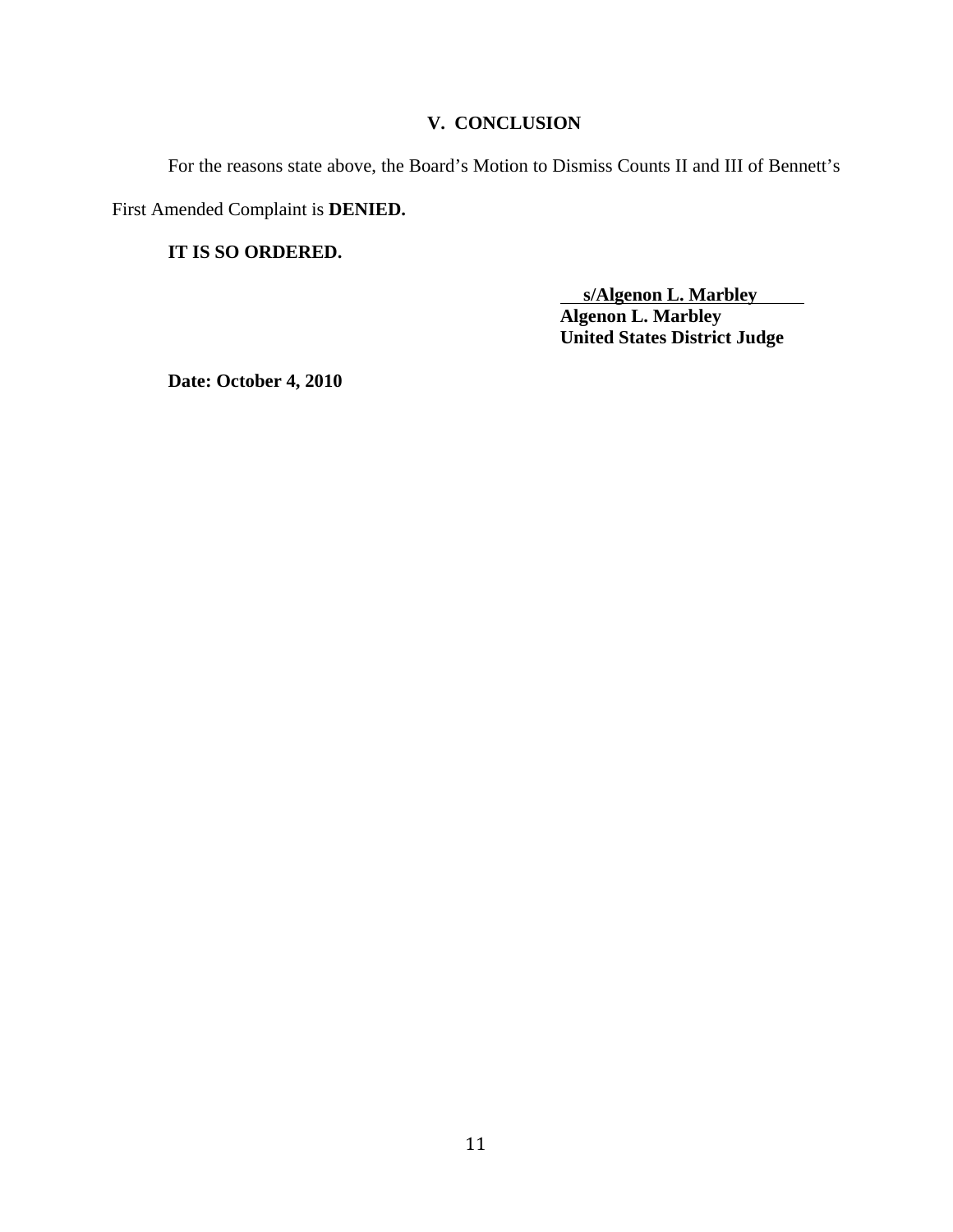## V. CONCLUSION

For the reasons state above, the Board's Motion to Dismiss Counts II and III of Bennett's First Amended Complaint is **DENIED.**

**IT IS SO ORDERED.**

**s/Algenon L. Marbley**
**Algenon L. Marbley**
**United States District Judge**

**Date: October 4, 2010**